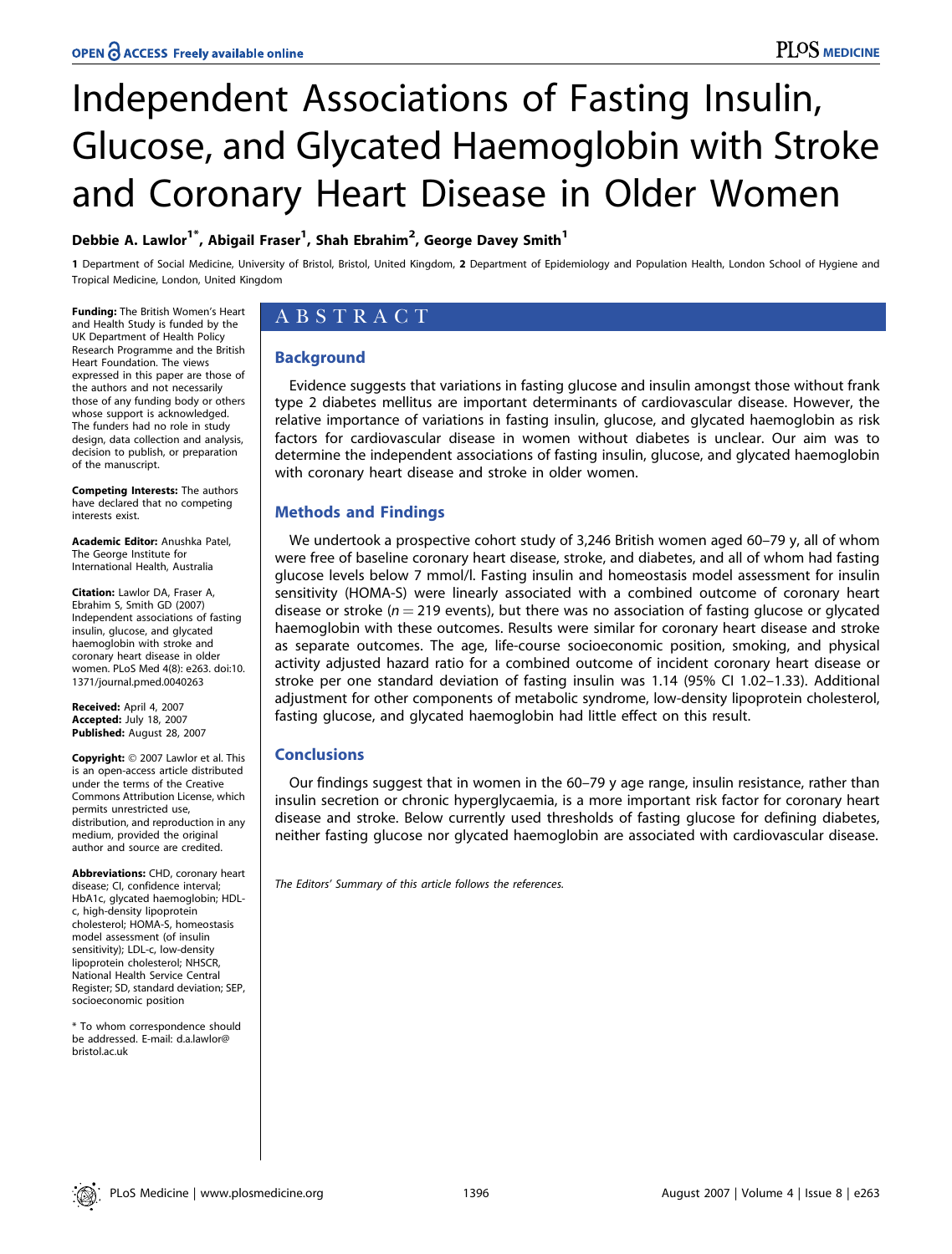# Independent Associations of Fasting Insulin, Glucose, and Glycated Haemoglobin with Stroke and Coronary Heart Disease in Older Women

**Debbie A. Lawlor[1*], Abigail Fraser[1], Shah Ebrahim[2], George Davey Smith[1]**

1 Department of Social Medicine, University of Bristol, Bristol, United Kingdom, 2 Department of Epidemiology and Population Health, London School of Hygiene and Tropical Medicine, London, United Kingdom

## ABSTRACT

### Background

Evidence suggests that variations in fasting glucose and insulin amongst those without frank type 2 diabetes mellitus are important determinants of cardiovascular disease. However, the relative importance of variations in fasting insulin, glucose, and glycated haemoglobin as risk factors for cardiovascular disease in women without diabetes is unclear. Our aim was to determine the independent associations of fasting insulin, glucose, and glycated haemoglobin with coronary heart disease and stroke in older women.

### Methods and Findings

We undertook a prospective cohort study of 3,246 British women aged 60–79 y, all of whom were free of baseline coronary heart disease, stroke, and diabetes, and all of whom had fasting glucose levels below 7 mmol/l. Fasting insulin and homeostasis model assessment for insulin sensitivity (HOMA-S) were linearly associated with a combined outcome of coronary heart disease or stroke ($n = 219$ events), but there was no association of fasting glucose or glycated haemoglobin with these outcomes. Results were similar for coronary heart disease and stroke as separate outcomes. The age, life-course socioeconomic position, smoking, and physical activity adjusted hazard ratio for a combined outcome of incident coronary heart disease or stroke per one standard deviation of fasting insulin was 1.14 (95% CI 1.02–1.33). Additional adjustment for other components of metabolic syndrome, low-density lipoprotein cholesterol, fasting glucose, and glycated haemoglobin had little effect on this result.

### Conclusions

Our findings suggest that in women in the 60–79 y age range, insulin resistance, rather than insulin secretion or chronic hyperglycaemia, is a more important risk factor for coronary heart disease and stroke. Below currently used thresholds of fasting glucose for defining diabetes, neither fasting glucose nor glycated haemoglobin are associated with cardiovascular disease.

*The Editors' Summary of this article follows the references.*

**Funding:** The British Women's Heart and Health Study is funded by the UK Department of Health Policy Research Programme and the British Heart Foundation. The views expressed in this paper are those of the authors and not necessarily those of any funding body or others whose support is acknowledged. The funders had no role in study design, data collection and analysis, decision to publish, or preparation of the manuscript.

**Competing Interests:** The authors have declared that no competing interests exist.

**Academic Editor:** Anushka Patel, The George Institute for International Health, Australia

**Citation:** Lawlor DA, Fraser A, Ebrahim S, Smith GD (2007) Independent associations of fasting insulin, glucose, and glycated haemoglobin with stroke and coronary heart disease in older women. PLoS Med 4(8): e263. doi:10.1371/journal.pmed.0040263

**Received:** April 4, 2007
**Accepted:** July 18, 2007
**Published:** August 28, 2007

**Copyright:** © 2007 Lawlor et al. This is an open-access article distributed under the terms of the Creative Commons Attribution License, which permits unrestricted use, distribution, and reproduction in any medium, provided the original author and source are credited.

**Abbreviations:** CHD, coronary heart disease; CI, confidence interval; HbA1c, glycated haemoglobin; HDL-c, high-density lipoprotein cholesterol; HOMA-S, homeostasis model assessment (of insulin sensitivity); LDL-c, low-density lipoprotein cholesterol; NHSCR, National Health Service Central Register; SD, standard deviation; SEP, socioeconomic position

\* To whom correspondence should be addressed. E-mail: d.a.lawlor@bristol.ac.uk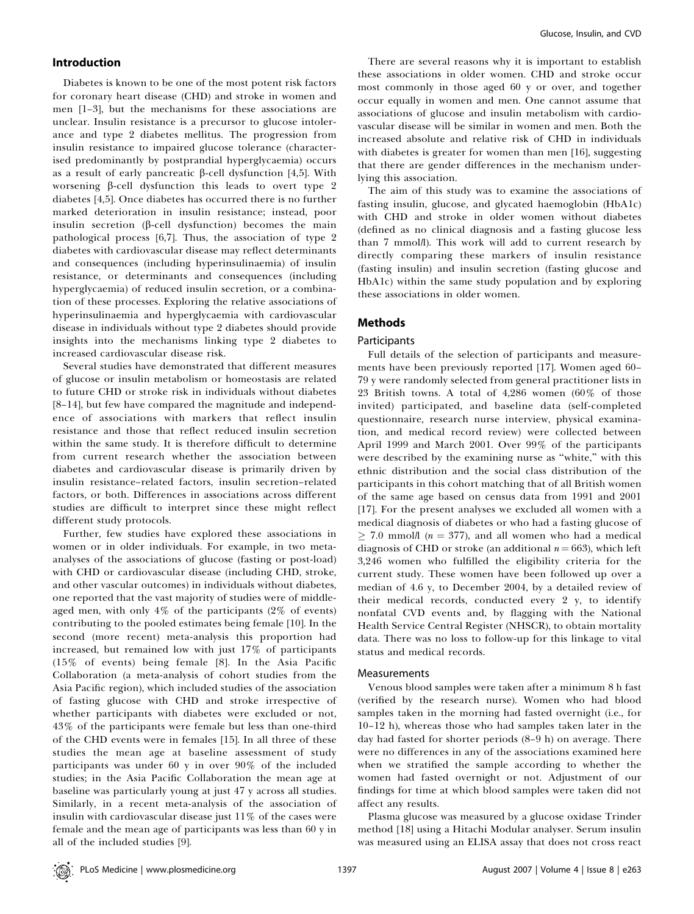## Introduction

Diabetes is known to be one of the most potent risk factors for coronary heart disease (CHD) and stroke in women and men [1–3], but the mechanisms for these associations are unclear. Insulin resistance is a precursor to glucose intolerance and type 2 diabetes mellitus. The progression from insulin resistance to impaired glucose tolerance (characterised predominantly by postprandial hyperglycaemia) occurs as a result of early pancreatic β-cell dysfunction [4,5]. With worsening β-cell dysfunction this leads to overt type 2 diabetes [4,5]. Once diabetes has occurred there is no further marked deterioration in insulin resistance; instead, poor insulin secretion (β-cell dysfunction) becomes the main pathological process [6,7]. Thus, the association of type 2 diabetes with cardiovascular disease may reflect determinants and consequences (including hyperinsulinaemia) of insulin resistance, or determinants and consequences (including hyperglycaemia) of reduced insulin secretion, or a combination of these processes. Exploring the relative associations of hyperinsulinaemia and hyperglycaemia with cardiovascular disease in individuals without type 2 diabetes should provide insights into the mechanisms linking type 2 diabetes to increased cardiovascular disease risk.

Several studies have demonstrated that different measures of glucose or insulin metabolism or homeostasis are related to future CHD or stroke risk in individuals without diabetes [8–14], but few have compared the magnitude and independence of associations with markers that reflect insulin resistance and those that reflect reduced insulin secretion within the same study. It is therefore difficult to determine from current research whether the association between diabetes and cardiovascular disease is primarily driven by insulin resistance–related factors, insulin secretion–related factors, or both. Differences in associations across different studies are difficult to interpret since these might reflect different study protocols.

Further, few studies have explored these associations in women or in older individuals. For example, in two meta-analyses of the associations of glucose (fasting or post-load) with CHD or cardiovascular disease (including CHD, stroke, and other vascular outcomes) in individuals without diabetes, one reported that the vast majority of studies were of middle-aged men, with only 4% of the participants (2% of events) contributing to the pooled estimates being female [10]. In the second (more recent) meta-analysis this proportion had increased, but remained low with just 17% of participants (15% of events) being female [8]. In the Asia Pacific Collaboration (a meta-analysis of cohort studies from the Asia Pacific region), which included studies of the association of fasting glucose with CHD and stroke irrespective of whether participants with diabetes were excluded or not, 43% of the participants were female but less than one-third of the CHD events were in females [15]. In all three of these studies the mean age at baseline assessment of study participants was under 60 y in over 90% of the included studies; in the Asia Pacific Collaboration the mean age at baseline was particularly young at just 47 y across all studies. Similarly, in a recent meta-analysis of the association of insulin with cardiovascular disease just 11% of the cases were female and the mean age of participants was less than 60 y in all of the included studies [9].

There are several reasons why it is important to establish these associations in older women. CHD and stroke occur most commonly in those aged 60 y or over, and together occur equally in women and men. One cannot assume that associations of glucose and insulin metabolism with cardiovascular disease will be similar in women and men. Both the increased absolute and relative risk of CHD in individuals with diabetes is greater for women than men [16], suggesting that there are gender differences in the mechanism underlying this association.

The aim of this study was to examine the associations of fasting insulin, glucose, and glycated haemoglobin (HbA1c) with CHD and stroke in older women without diabetes (defined as no clinical diagnosis and a fasting glucose less than 7 mmol/l). This work will add to current research by directly comparing these markers of insulin resistance (fasting insulin) and insulin secretion (fasting glucose and HbA1c) within the same study population and by exploring these associations in older women.

## Methods

### Participants

Full details of the selection of participants and measurements have been previously reported [17]. Women aged 60–79 y were randomly selected from general practitioner lists in 23 British towns. A total of 4,286 women (60% of those invited) participated, and baseline data (self-completed questionnaire, research nurse interview, physical examination, and medical record review) were collected between April 1999 and March 2001. Over 99% of the participants were described by the examining nurse as "white," with this ethnic distribution and the social class distribution of the participants in this cohort matching that of all British women of the same age based on census data from 1991 and 2001 [17]. For the present analyses we excluded all women with a medical diagnosis of diabetes or who had a fasting glucose of $\geq$ 7.0 mmol/l ($n = 377$), and all women who had a medical diagnosis of CHD or stroke (an additional $n = 663$), which left 3,246 women who fulfilled the eligibility criteria for the current study. These women have been followed up over a median of 4.6 y, to December 2004, by a detailed review of their medical records, conducted every 2 y, to identify nonfatal CVD events and, by flagging with the National Health Service Central Register (NHSCR), to obtain mortality data. There was no loss to follow-up for this linkage to vital status and medical records.

### Measurements

Venous blood samples were taken after a minimum 8 h fast (verified by the research nurse). Women who had blood samples taken in the morning had fasted overnight (i.e., for 10–12 h), whereas those who had samples taken later in the day had fasted for shorter periods (8–9 h) on average. There were no differences in any of the associations examined here when we stratified the sample according to whether the women had fasted overnight or not. Adjustment of our findings for time at which blood samples were taken did not affect any results.

Plasma glucose was measured by a glucose oxidase Trinder method [18] using a Hitachi Modular analyser. Serum insulin was measured using an ELISA assay that does not cross react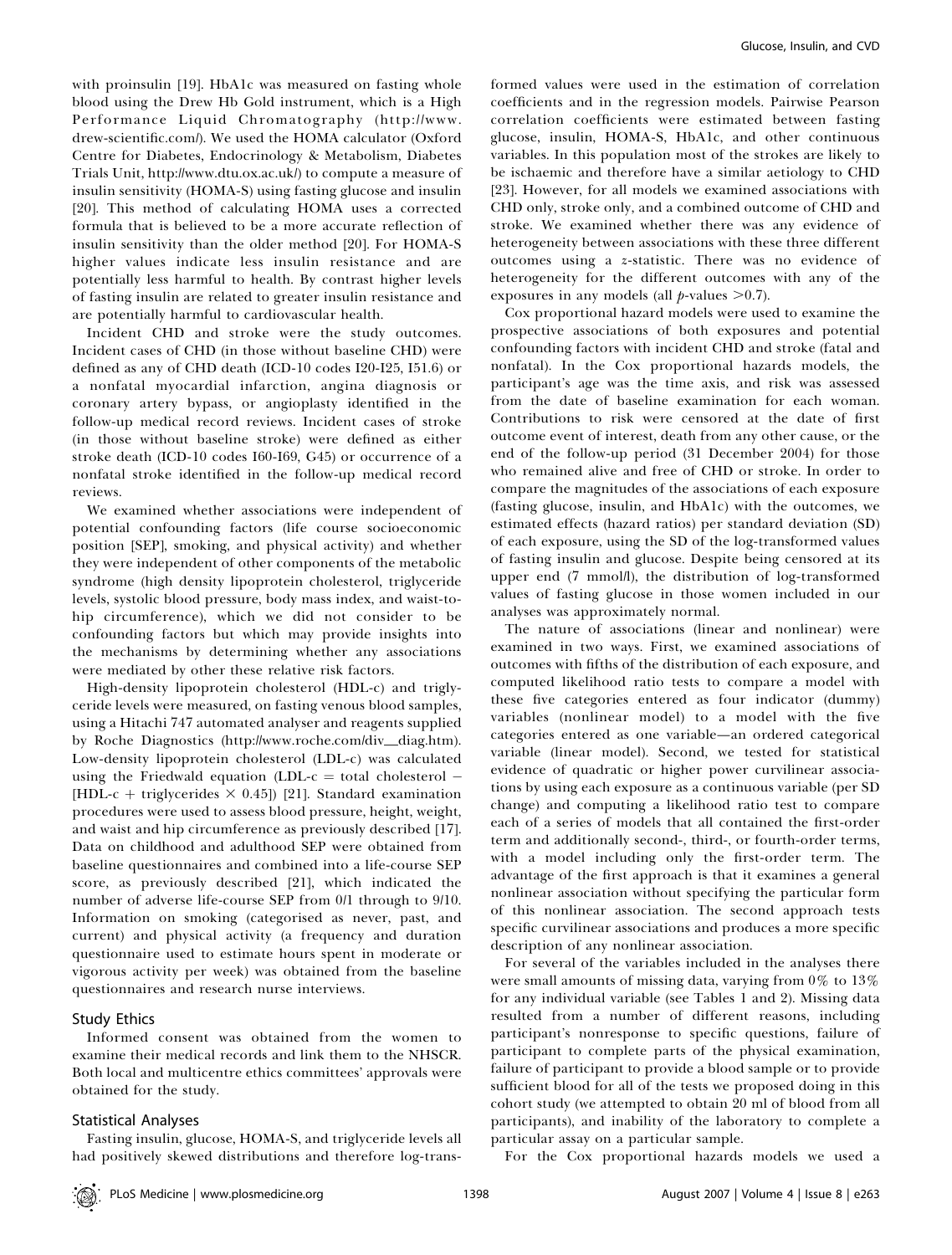with proinsulin [19]. HbA1c was measured on fasting whole blood using the Drew Hb Gold instrument, which is a High Performance Liquid Chromatography (http://www.drew-scientific.com/). We used the HOMA calculator (Oxford Centre for Diabetes, Endocrinology & Metabolism, Diabetes Trials Unit, http://www.dtu.ox.ac.uk/) to compute a measure of insulin sensitivity (HOMA-S) using fasting glucose and insulin [20]. This method of calculating HOMA uses a corrected formula that is believed to be a more accurate reflection of insulin sensitivity than the older method [20]. For HOMA-S higher values indicate less insulin resistance and are potentially less harmful to health. By contrast higher levels of fasting insulin are related to greater insulin resistance and are potentially harmful to cardiovascular health.

Incident CHD and stroke were the study outcomes. Incident cases of CHD (in those without baseline CHD) were defined as any of CHD death (ICD-10 codes I20-I25, I51.6) or a nonfatal myocardial infarction, angina diagnosis or coronary artery bypass, or angioplasty identified in the follow-up medical record reviews. Incident cases of stroke (in those without baseline stroke) were defined as either stroke death (ICD-10 codes I60-I69, G45) or occurrence of a nonfatal stroke identified in the follow-up medical record reviews.

We examined whether associations were independent of potential confounding factors (life course socioeconomic position [SEP], smoking, and physical activity) and whether they were independent of other components of the metabolic syndrome (high density lipoprotein cholesterol, triglyceride levels, systolic blood pressure, body mass index, and waist-to-hip circumference), which we did not consider to be confounding factors but which may provide insights into the mechanisms by determining whether any associations were mediated by other these relative risk factors.

High-density lipoprotein cholesterol (HDL-c) and triglyceride levels were measured, on fasting venous blood samples, using a Hitachi 747 automated analyser and reagents supplied by Roche Diagnostics (http://www.roche.com/div_diag.htm). Low-density lipoprotein cholesterol (LDL-c) was calculated using the Friedwald equation (LDL-c = total cholesterol − [HDL-c + triglycerides × 0.45]) [21]. Standard examination procedures were used to assess blood pressure, height, weight, and waist and hip circumference as previously described [17]. Data on childhood and adulthood SEP were obtained from baseline questionnaires and combined into a life-course SEP score, as previously described [21], which indicated the number of adverse life-course SEP from 0/1 through to 9/10. Information on smoking (categorised as never, past, and current) and physical activity (a frequency and duration questionnaire used to estimate hours spent in moderate or vigorous activity per week) was obtained from the baseline questionnaires and research nurse interviews.

### Study Ethics

Informed consent was obtained from the women to examine their medical records and link them to the NHSCR. Both local and multicentre ethics committees' approvals were obtained for the study.

### Statistical Analyses

Fasting insulin, glucose, HOMA-S, and triglyceride levels all had positively skewed distributions and therefore log-transformed values were used in the estimation of correlation coefficients and in the regression models. Pairwise Pearson correlation coefficients were estimated between fasting glucose, insulin, HOMA-S, HbA1c, and other continuous variables. In this population most of the strokes are likely to be ischaemic and therefore have a similar aetiology to CHD [23]. However, for all models we examined associations with CHD only, stroke only, and a combined outcome of CHD and stroke. We examined whether there was any evidence of heterogeneity between associations with these three different outcomes using a *z*-statistic. There was no evidence of heterogeneity for the different outcomes with any of the exposures in any models (all $p$-values $>0.7$).

Cox proportional hazard models were used to examine the prospective associations of both exposures and potential confounding factors with incident CHD and stroke (fatal and nonfatal). In the Cox proportional hazards models, the participant's age was the time axis, and risk was assessed from the date of baseline examination for each woman. Contributions to risk were censored at the date of first outcome event of interest, death from any other cause, or the end of the follow-up period (31 December 2004) for those who remained alive and free of CHD or stroke. In order to compare the magnitudes of the associations of each exposure (fasting glucose, insulin, and HbA1c) with the outcomes, we estimated effects (hazard ratios) per standard deviation (SD) of each exposure, using the SD of the log-transformed values of fasting insulin and glucose. Despite being censored at its upper end (7 mmol/l), the distribution of log-transformed values of fasting glucose in those women included in our analyses was approximately normal.

The nature of associations (linear and nonlinear) were examined in two ways. First, we examined associations of outcomes with fifths of the distribution of each exposure, and computed likelihood ratio tests to compare a model with these five categories entered as four indicator (dummy) variables (nonlinear model) to a model with the five categories entered as one variable—an ordered categorical variable (linear model). Second, we tested for statistical evidence of quadratic or higher power curvilinear associations by using each exposure as a continuous variable (per SD change) and computing a likelihood ratio test to compare each of a series of models that all contained the first-order term and additionally second-, third-, or fourth-order terms, with a model including only the first-order term. The advantage of the first approach is that it examines a general nonlinear association without specifying the particular form of this nonlinear association. The second approach tests specific curvilinear associations and produces a more specific description of any nonlinear association.

For several of the variables included in the analyses there were small amounts of missing data, varying from 0% to 13% for any individual variable (see Tables 1 and 2). Missing data resulted from a number of different reasons, including participant's nonresponse to specific questions, failure of participant to complete parts of the physical examination, failure of participant to provide a blood sample or to provide sufficient blood for all of the tests we proposed doing in this cohort study (we attempted to obtain 20 ml of blood from all participants), and inability of the laboratory to complete a particular assay on a particular sample.

For the Cox proportional hazards models we used a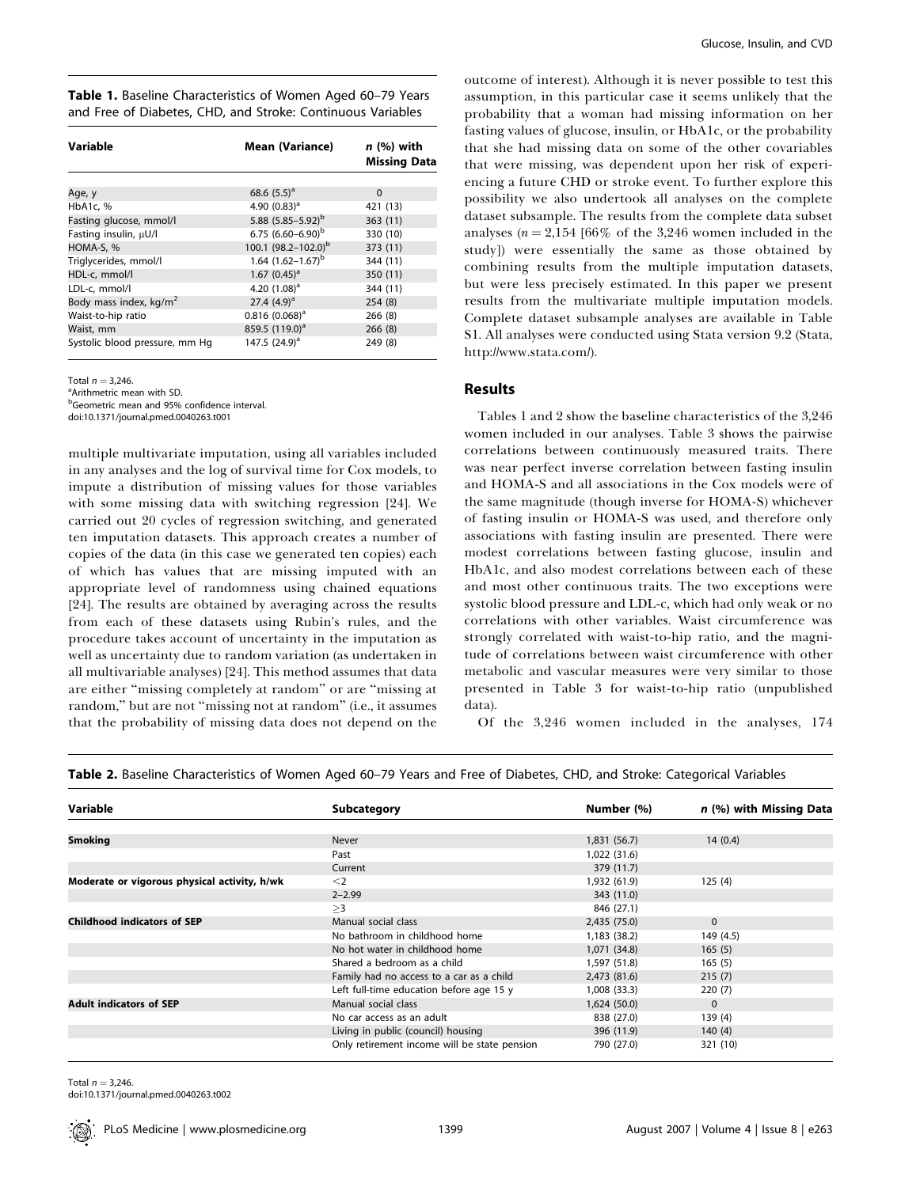**Table 1.** Baseline Characteristics of Women Aged 60–79 Years and Free of Diabetes, CHD, and Stroke: Continuous Variables

| Variable | Mean (Variance) | *n* (%) with Missing Data |
|---|---|---|
| Age, y | 68.6 (5.5)[a] | 0 |
| HbA1c, % | 4.90 (0.83)[a] | 421 (13) |
| Fasting glucose, mmol/l | 5.88 (5.85–5.92)[b] | 363 (11) |
| Fasting insulin, μU/l | 6.75 (6.60–6.90)[b] | 330 (10) |
| HOMA-S, % | 100.1 (98.2–102.0)[b] | 373 (11) |
| Triglycerides, mmol/l | 1.64 (1.62–1.67)[b] | 344 (11) |
| HDL-c, mmol/l | 1.67 (0.45)[a] | 350 (11) |
| LDL-c, mmol/l | 4.20 (1.08)[a] | 344 (11) |
| Body mass index, kg/m$^2$ | 27.4 (4.9)[a] | 254 (8) |
| Waist-to-hip ratio | 0.816 (0.068)[a] | 266 (8) |
| Waist, mm | 859.5 (119.0)[a] | 266 (8) |
| Systolic blood pressure, mm Hg | 147.5 (24.9)[a] | 249 (8) |

Total $n = 3{,}246$.
[a]Arithmetric mean with SD.
[b]Geometric mean and 95% confidence interval.
doi:10.1371/journal.pmed.0040263.t001

multiple multivariate imputation, using all variables included in any analyses and the log of survival time for Cox models, to impute a distribution of missing values for those variables with some missing data with switching regression [24]. We carried out 20 cycles of regression switching, and generated ten imputation datasets. This approach creates a number of copies of the data (in this case we generated ten copies) each of which has values that are missing imputed with an appropriate level of randomness using chained equations [24]. The results are obtained by averaging across the results from each of these datasets using Rubin's rules, and the procedure takes account of uncertainty in the imputation as well as uncertainty due to random variation (as undertaken in all multivariable analyses) [24]. This method assumes that data are either "missing completely at random" or are "missing at random," but are not "missing not at random" (i.e., it assumes that the probability of missing data does not depend on the outcome of interest). Although it is never possible to test this assumption, in this particular case it seems unlikely that the probability that a woman had missing information on her fasting values of glucose, insulin, or HbA1c, or the probability that she had missing data on some of the other covariables that were missing, was dependent upon her risk of experiencing a future CHD or stroke event. To further explore this possibility we also undertook all analyses on the complete dataset subsample. The results from the complete data subset analyses ($n = 2{,}154$ [66% of the 3,246 women included in the study]) were essentially the same as those obtained by combining results from the multiple imputation datasets, but were less precisely estimated. In this paper we present results from the multivariate multiple imputation models. Complete dataset subsample analyses are available in Table S1. All analyses were conducted using Stata version 9.2 (Stata, http://www.stata.com/).

## Results

Tables 1 and 2 show the baseline characteristics of the 3,246 women included in our analyses. Table 3 shows the pairwise correlations between continuously measured traits. There was near perfect inverse correlation between fasting insulin and HOMA-S and all associations in the Cox models were of the same magnitude (though inverse for HOMA-S) whichever of fasting insulin or HOMA-S was used, and therefore only associations with fasting insulin are presented. There were modest correlations between fasting glucose, insulin and HbA1c, and also modest correlations between each of these and most other continuous traits. The two exceptions were systolic blood pressure and LDL-c, which had only weak or no correlations with other variables. Waist circumference was strongly correlated with waist-to-hip ratio, and the magnitude of correlations between waist circumference with other metabolic and vascular measures were very similar to those presented in Table 3 for waist-to-hip ratio (unpublished data).

Of the 3,246 women included in the analyses, 174

**Table 2.** Baseline Characteristics of Women Aged 60–79 Years and Free of Diabetes, CHD, and Stroke: Categorical Variables

| Variable | Subcategory | Number (%) | *n* (%) with Missing Data |
|---|---|---|---|
| **Smoking** | Never | 1,831 (56.7) | 14 (0.4) |
| | Past | 1,022 (31.6) | |
| | Current | 379 (11.7) | |
| **Moderate or vigorous physical activity, h/wk** | <2 | 1,932 (61.9) | 125 (4) |
| | 2–2.99 | 343 (11.0) | |
| | ≥3 | 846 (27.1) | |
| **Childhood indicators of SEP** | Manual social class | 2,435 (75.0) | 0 |
| | No bathroom in childhood home | 1,183 (38.2) | 149 (4.5) |
| | No hot water in childhood home | 1,071 (34.8) | 165 (5) |
| | Shared a bedroom as a child | 1,597 (51.8) | 165 (5) |
| | Family had no access to a car as a child | 2,473 (81.6) | 215 (7) |
| | Left full-time education before age 15 y | 1,008 (33.3) | 220 (7) |
| **Adult indicators of SEP** | Manual social class | 1,624 (50.0) | 0 |
| | No car access as an adult | 838 (27.0) | 139 (4) |
| | Living in public (council) housing | 396 (11.9) | 140 (4) |
| | Only retirement income will be state pension | 790 (27.0) | 321 (10) |

Total $n = 3{,}246$.
doi:10.1371/journal.pmed.0040263.t002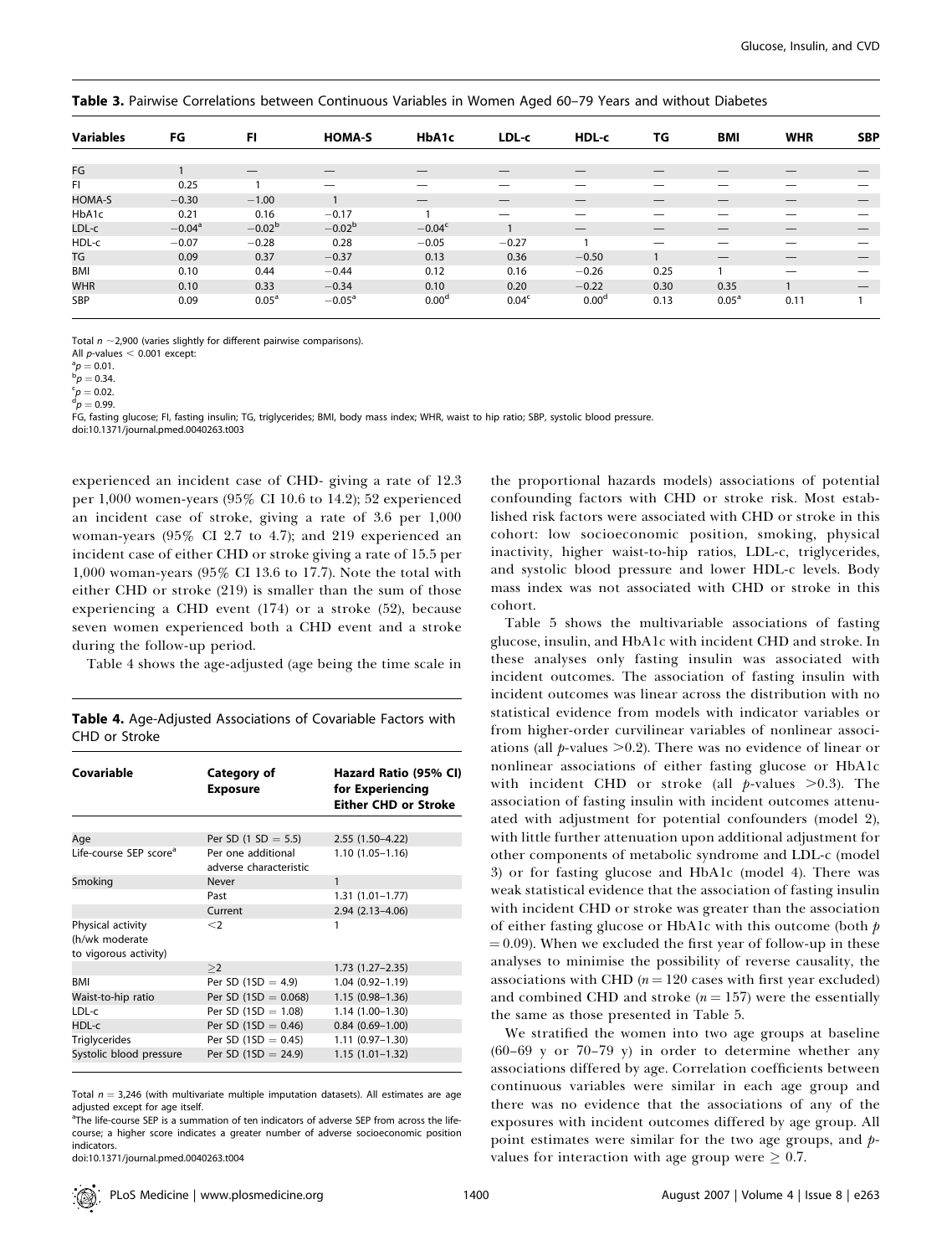**Table 3.** Pairwise Correlations between Continuous Variables in Women Aged 60–79 Years and without Diabetes

| Variables | FG | FI | HOMA-S | HbA1c | LDL-c | HDL-c | TG | BMI | WHR | SBP |
|---|---|---|---|---|---|---|---|---|---|---|
| FG | 1 | — | — | — | — | — | — | — | — | — |
| FI | 0.25 | 1 | — | — | — | — | — | — | — | — |
| HOMA-S | −0.30 | −1.00 | 1 | — | — | — | — | — | — | — |
| HbA1c | 0.21 | 0.16 | −0.17 | 1 | — | — | — | — | — | — |
| LDL-c | −0.04[a] | −0.02[b] | −0.02[b] | −0.04[c] | 1 | — | — | — | — | — |
| HDL-c | −0.07 | −0.28 | 0.28 | −0.05 | −0.27 | 1 | — | — | — | — |
| TG | 0.09 | 0.37 | −0.37 | 0.13 | 0.36 | −0.50 | 1 | — | — | — |
| BMI | 0.10 | 0.44 | −0.44 | 0.12 | 0.16 | −0.26 | 0.25 | 1 | — | — |
| WHR | 0.10 | 0.33 | −0.34 | 0.10 | 0.20 | −0.22 | 0.30 | 0.35 | 1 | — |
| SBP | 0.09 | 0.05[a] | −0.05[a] | 0.00[d] | 0.04[c] | 0.00[d] | 0.13 | 0.05[a] | 0.11 | 1 |

Total $n$ ~2,900 (varies slightly for different pairwise comparisons).
All $p$-values < 0.001 except:
[a] $p = 0.01$.
[b] $p = 0.34$.
[c] $p = 0.02$.
[d] $p = 0.99$.
FG, fasting glucose; FI, fasting insulin; TG, triglycerides; BMI, body mass index; WHR, waist to hip ratio; SBP, systolic blood pressure.
doi:10.1371/journal.pmed.0040263.t003

experienced an incident case of CHD- giving a rate of 12.3 per 1,000 women-years (95% CI 10.6 to 14.2); 52 experienced an incident case of stroke, giving a rate of 3.6 per 1,000 woman-years (95% CI 2.7 to 4.7); and 219 experienced an incident case of either CHD or stroke giving a rate of 15.5 per 1,000 woman-years (95% CI 13.6 to 17.7). Note the total with either CHD or stroke (219) is smaller than the sum of those experiencing a CHD event (174) or a stroke (52), because seven women experienced both a CHD event and a stroke during the follow-up period.

Table 4 shows the age-adjusted (age being the time scale in the proportional hazards models) associations of potential confounding factors with CHD or stroke risk. Most established risk factors were associated with CHD or stroke in this cohort: low socioeconomic position, smoking, physical inactivity, higher waist-to-hip ratios, LDL-c, triglycerides, and systolic blood pressure and lower HDL-c levels. Body mass index was not associated with CHD or stroke in this cohort.

**Table 4.** Age-Adjusted Associations of Covariable Factors with CHD or Stroke

| Covariable | Category of Exposure | Hazard Ratio (95% CI) for Experiencing Either CHD or Stroke |
|---|---|---|
| Age | Per SD (1 SD = 5.5) | 2.55 (1.50–4.22) |
| Life-course SEP score[a] | Per one additional adverse characteristic | 1.10 (1.05–1.16) |
| Smoking | Never | 1 |
| | Past | 1.31 (1.01–1.77) |
| | Current | 2.94 (2.13–4.06) |
| Physical activity (h/wk moderate to vigorous activity) | <2 | 1 |
| | ≥2 | 1.73 (1.27–2.35) |
| BMI | Per SD (1SD = 4.9) | 1.04 (0.92–1.19) |
| Waist-to-hip ratio | Per SD (1SD = 0.068) | 1.15 (0.98–1.36) |
| LDL-c | Per SD (1SD = 1.08) | 1.14 (1.00–1.30) |
| HDL-c | Per SD (1SD = 0.46) | 0.84 (0.69–1.00) |
| Triglycerides | Per SD (1SD = 0.45) | 1.11 (0.97–1.30) |
| Systolic blood pressure | Per SD (1SD = 24.9) | 1.15 (1.01–1.32) |

Total $n$ = 3,246 (with multivariate multiple imputation datasets). All estimates are age adjusted except for age itself.
[a] The life-course SEP is a summation of ten indicators of adverse SEP from across the life-course; a higher score indicates a greater number of adverse socioeconomic position indicators.
doi:10.1371/journal.pmed.0040263.t004

Table 5 shows the multivariable associations of fasting glucose, insulin, and HbA1c with incident CHD and stroke. In these analyses only fasting insulin was associated with incident outcomes. The association of fasting insulin with incident outcomes was linear across the distribution with no statistical evidence from models with indicator variables or from higher-order curvilinear variables of nonlinear associations (all $p$-values >0.2). There was no evidence of linear or nonlinear associations of either fasting glucose or HbA1c with incident CHD or stroke (all $p$-values >0.3). The association of fasting insulin with incident outcomes attenuated with adjustment for potential confounders (model 2), with little further attenuation upon additional adjustment for other components of metabolic syndrome and LDL-c (model 3) or for fasting glucose and HbA1c (model 4). There was weak statistical evidence that the association of fasting insulin with incident CHD or stroke was greater than the association of either fasting glucose or HbA1c with this outcome (both $p = 0.09$). When we excluded the first year of follow-up in these analyses to minimise the possibility of reverse causality, the associations with CHD ($n = 120$ cases with first year excluded) and combined CHD and stroke ($n = 157$) were the essentially the same as those presented in Table 5.

We stratified the women into two age groups at baseline (60–69 y or 70–79 y) in order to determine whether any associations differed by age. Correlation coefficients between continuous variables were similar in each age group and there was no evidence that the associations of any of the exposures with incident outcomes differed by age group. All point estimates were similar for the two age groups, and $p$-values for interaction with age group were ≥ 0.7.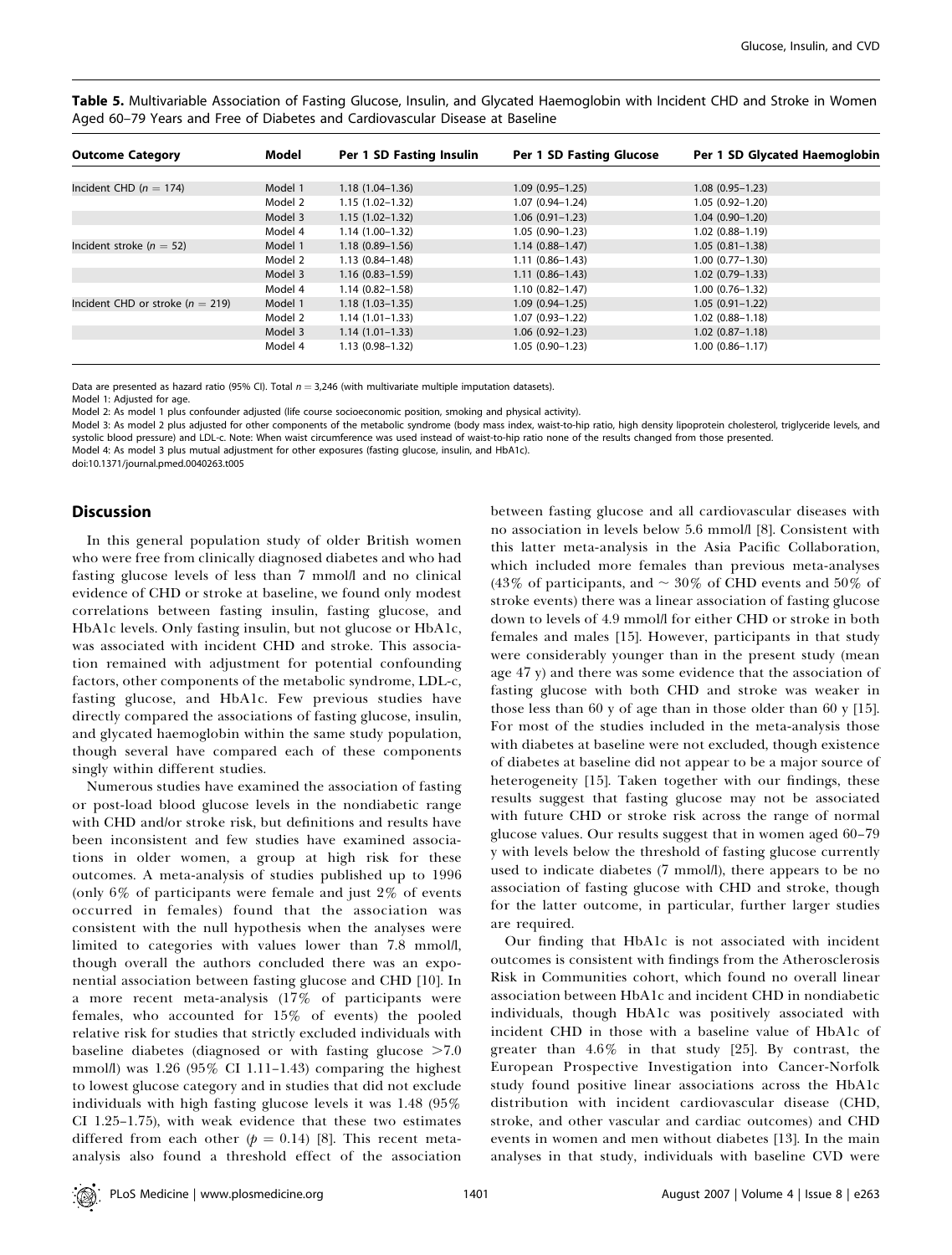**Table 5.** Multivariable Association of Fasting Glucose, Insulin, and Glycated Haemoglobin with Incident CHD and Stroke in Women Aged 60–79 Years and Free of Diabetes and Cardiovascular Disease at Baseline

| Outcome Category | Model | Per 1 SD Fasting Insulin | Per 1 SD Fasting Glucose | Per 1 SD Glycated Haemoglobin |
|---|---|---|---|---|
| Incident CHD ($n = 174$) | Model 1 | 1.18 (1.04–1.36) | 1.09 (0.95–1.25) | 1.08 (0.95–1.23) |
| | Model 2 | 1.15 (1.02–1.32) | 1.07 (0.94–1.24) | 1.05 (0.92–1.20) |
| | Model 3 | 1.15 (1.02–1.32) | 1.06 (0.91–1.23) | 1.04 (0.90–1.20) |
| | Model 4 | 1.14 (1.00–1.32) | 1.05 (0.90–1.23) | 1.02 (0.88–1.19) |
| Incident stroke ($n = 52$) | Model 1 | 1.18 (0.89–1.56) | 1.14 (0.88–1.47) | 1.05 (0.81–1.38) |
| | Model 2 | 1.13 (0.84–1.48) | 1.11 (0.86–1.43) | 1.00 (0.77–1.30) |
| | Model 3 | 1.16 (0.83–1.59) | 1.11 (0.86–1.43) | 1.02 (0.79–1.33) |
| | Model 4 | 1.14 (0.82–1.58) | 1.10 (0.82–1.47) | 1.00 (0.76–1.32) |
| Incident CHD or stroke ($n = 219$) | Model 1 | 1.18 (1.03–1.35) | 1.09 (0.94–1.25) | 1.05 (0.91–1.22) |
| | Model 2 | 1.14 (1.01–1.33) | 1.07 (0.93–1.22) | 1.02 (0.88–1.18) |
| | Model 3 | 1.14 (1.01–1.33) | 1.06 (0.92–1.23) | 1.02 (0.87–1.18) |
| | Model 4 | 1.13 (0.98–1.32) | 1.05 (0.90–1.23) | 1.00 (0.86–1.17) |

Data are presented as hazard ratio (95% CI). Total $n = 3{,}246$ (with multivariate multiple imputation datasets).
Model 1: Adjusted for age.
Model 2: As model 1 plus confounder adjusted (life course socioeconomic position, smoking and physical activity).
Model 3: As model 2 plus adjusted for other components of the metabolic syndrome (body mass index, waist-to-hip ratio, high density lipoprotein cholesterol, triglyceride levels, and systolic blood pressure) and LDL-c. Note: When waist circumference was used instead of waist-to-hip ratio none of the results changed from those presented.
Model 4: As model 3 plus mutual adjustment for other exposures (fasting glucose, insulin, and HbA1c).
doi:10.1371/journal.pmed.0040263.t005

## Discussion

In this general population study of older British women who were free from clinically diagnosed diabetes and who had fasting glucose levels of less than 7 mmol/l and no clinical evidence of CHD or stroke at baseline, we found only modest correlations between fasting insulin, fasting glucose, and HbA1c levels. Only fasting insulin, but not glucose or HbA1c, was associated with incident CHD and stroke. This association remained with adjustment for potential confounding factors, other components of the metabolic syndrome, LDL-c, fasting glucose, and HbA1c. Few previous studies have directly compared the associations of fasting glucose, insulin, and glycated haemoglobin within the same study population, though several have compared each of these components singly within different studies.

Numerous studies have examined the association of fasting or post-load blood glucose levels in the nondiabetic range with CHD and/or stroke risk, but definitions and results have been inconsistent and few studies have examined associations in older women, a group at high risk for these outcomes. A meta-analysis of studies published up to 1996 (only 6% of participants were female and just 2% of events occurred in females) found that the association was consistent with the null hypothesis when the analyses were limited to categories with values lower than 7.8 mmol/l, though overall the authors concluded there was an exponential association between fasting glucose and CHD [10]. In a more recent meta-analysis (17% of participants were females, who accounted for 15% of events) the pooled relative risk for studies that strictly excluded individuals with baseline diabetes (diagnosed or with fasting glucose >7.0 mmol/l) was 1.26 (95% CI 1.11–1.43) comparing the highest to lowest glucose category and in studies that did not exclude individuals with high fasting glucose levels it was 1.48 (95% CI 1.25–1.75), with weak evidence that these two estimates differed from each other ($p = 0.14$) [8]. This recent meta-analysis also found a threshold effect of the association between fasting glucose and all cardiovascular diseases with no association in levels below 5.6 mmol/l [8]. Consistent with this latter meta-analysis in the Asia Pacific Collaboration, which included more females than previous meta-analyses (43% of participants, and ~ 30% of CHD events and 50% of stroke events) there was a linear association of fasting glucose down to levels of 4.9 mmol/l for either CHD or stroke in both females and males [15]. However, participants in that study were considerably younger than in the present study (mean age 47 y) and there was some evidence that the association of fasting glucose with both CHD and stroke was weaker in those less than 60 y of age than in those older than 60 y [15]. For most of the studies included in the meta-analysis those with diabetes at baseline were not excluded, though existence of diabetes at baseline did not appear to be a major source of heterogeneity [15]. Taken together with our findings, these results suggest that fasting glucose may not be associated with future CHD or stroke risk across the range of normal glucose values. Our results suggest that in women aged 60–79 y with levels below the threshold of fasting glucose currently used to indicate diabetes (7 mmol/l), there appears to be no association of fasting glucose with CHD and stroke, though for the latter outcome, in particular, further larger studies are required.

Our finding that HbA1c is not associated with incident outcomes is consistent with findings from the Atherosclerosis Risk in Communities cohort, which found no overall linear association between HbA1c and incident CHD in nondiabetic individuals, though HbA1c was positively associated with incident CHD in those with a baseline value of HbA1c of greater than 4.6% in that study [25]. By contrast, the European Prospective Investigation into Cancer-Norfolk study found positive linear associations across the HbA1c distribution with incident cardiovascular disease (CHD, stroke, and other vascular and cardiac outcomes) and CHD events in women and men without diabetes [13]. In the main analyses in that study, individuals with baseline CVD were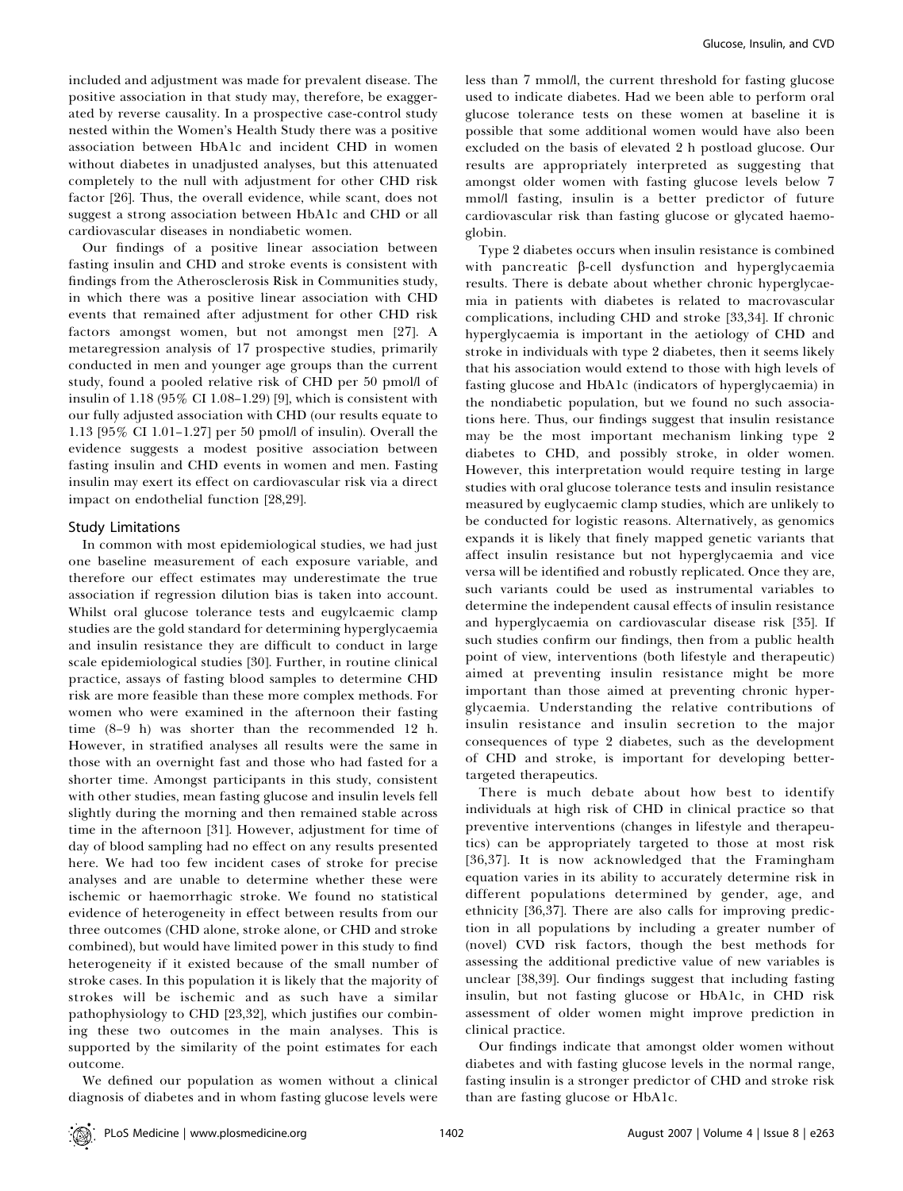included and adjustment was made for prevalent disease. The positive association in that study may, therefore, be exaggerated by reverse causality. In a prospective case-control study nested within the Women's Health Study there was a positive association between HbA1c and incident CHD in women without diabetes in unadjusted analyses, but this attenuated completely to the null with adjustment for other CHD risk factor [26]. Thus, the overall evidence, while scant, does not suggest a strong association between HbA1c and CHD or all cardiovascular diseases in nondiabetic women.

Our findings of a positive linear association between fasting insulin and CHD and stroke events is consistent with findings from the Atherosclerosis Risk in Communities study, in which there was a positive linear association with CHD events that remained after adjustment for other CHD risk factors amongst women, but not amongst men [27]. A metaregression analysis of 17 prospective studies, primarily conducted in men and younger age groups than the current study, found a pooled relative risk of CHD per 50 pmol/l of insulin of 1.18 (95% CI 1.08–1.29) [9], which is consistent with our fully adjusted association with CHD (our results equate to 1.13 [95% CI 1.01–1.27] per 50 pmol/l of insulin). Overall the evidence suggests a modest positive association between fasting insulin and CHD events in women and men. Fasting insulin may exert its effect on cardiovascular risk via a direct impact on endothelial function [28,29].

### Study Limitations

In common with most epidemiological studies, we had just one baseline measurement of each exposure variable, and therefore our effect estimates may underestimate the true association if regression dilution bias is taken into account. Whilst oral glucose tolerance tests and eugylcaemic clamp studies are the gold standard for determining hyperglycaemia and insulin resistance they are difficult to conduct in large scale epidemiological studies [30]. Further, in routine clinical practice, assays of fasting blood samples to determine CHD risk are more feasible than these more complex methods. For women who were examined in the afternoon their fasting time (8–9 h) was shorter than the recommended 12 h. However, in stratified analyses all results were the same in those with an overnight fast and those who had fasted for a shorter time. Amongst participants in this study, consistent with other studies, mean fasting glucose and insulin levels fell slightly during the morning and then remained stable across time in the afternoon [31]. However, adjustment for time of day of blood sampling had no effect on any results presented here. We had too few incident cases of stroke for precise analyses and are unable to determine whether these were ischemic or haemorrhagic stroke. We found no statistical evidence of heterogeneity in effect between results from our three outcomes (CHD alone, stroke alone, or CHD and stroke combined), but would have limited power in this study to find heterogeneity if it existed because of the small number of stroke cases. In this population it is likely that the majority of strokes will be ischemic and as such have a similar pathophysiology to CHD [23,32], which justifies our combining these two outcomes in the main analyses. This is supported by the similarity of the point estimates for each outcome.

We defined our population as women without a clinical diagnosis of diabetes and in whom fasting glucose levels were less than 7 mmol/l, the current threshold for fasting glucose used to indicate diabetes. Had we been able to perform oral glucose tolerance tests on these women at baseline it is possible that some additional women would have also been excluded on the basis of elevated 2 h postload glucose. Our results are appropriately interpreted as suggesting that amongst older women with fasting glucose levels below 7 mmol/l fasting, insulin is a better predictor of future cardiovascular risk than fasting glucose or glycated haemoglobin.

Type 2 diabetes occurs when insulin resistance is combined with pancreatic β-cell dysfunction and hyperglycaemia results. There is debate about whether chronic hyperglycaemia in patients with diabetes is related to macrovascular complications, including CHD and stroke [33,34]. If chronic hyperglycaemia is important in the aetiology of CHD and stroke in individuals with type 2 diabetes, then it seems likely that his association would extend to those with high levels of fasting glucose and HbA1c (indicators of hyperglycaemia) in the nondiabetic population, but we found no such associations here. Thus, our findings suggest that insulin resistance may be the most important mechanism linking type 2 diabetes to CHD, and possibly stroke, in older women. However, this interpretation would require testing in large studies with oral glucose tolerance tests and insulin resistance measured by euglycaemic clamp studies, which are unlikely to be conducted for logistic reasons. Alternatively, as genomics expands it is likely that finely mapped genetic variants that affect insulin resistance but not hyperglycaemia and vice versa will be identified and robustly replicated. Once they are, such variants could be used as instrumental variables to determine the independent causal effects of insulin resistance and hyperglycaemia on cardiovascular disease risk [35]. If such studies confirm our findings, then from a public health point of view, interventions (both lifestyle and therapeutic) aimed at preventing insulin resistance might be more important than those aimed at preventing chronic hyperglycaemia. Understanding the relative contributions of insulin resistance and insulin secretion to the major consequences of type 2 diabetes, such as the development of CHD and stroke, is important for developing better-targeted therapeutics.

There is much debate about how best to identify individuals at high risk of CHD in clinical practice so that preventive interventions (changes in lifestyle and therapeutics) can be appropriately targeted to those at most risk [36,37]. It is now acknowledged that the Framingham equation varies in its ability to accurately determine risk in different populations determined by gender, age, and ethnicity [36,37]. There are also calls for improving prediction in all populations by including a greater number of (novel) CVD risk factors, though the best methods for assessing the additional predictive value of new variables is unclear [38,39]. Our findings suggest that including fasting insulin, but not fasting glucose or HbA1c, in CHD risk assessment of older women might improve prediction in clinical practice.

Our findings indicate that amongst older women without diabetes and with fasting glucose levels in the normal range, fasting insulin is a stronger predictor of CHD and stroke risk than are fasting glucose or HbA1c.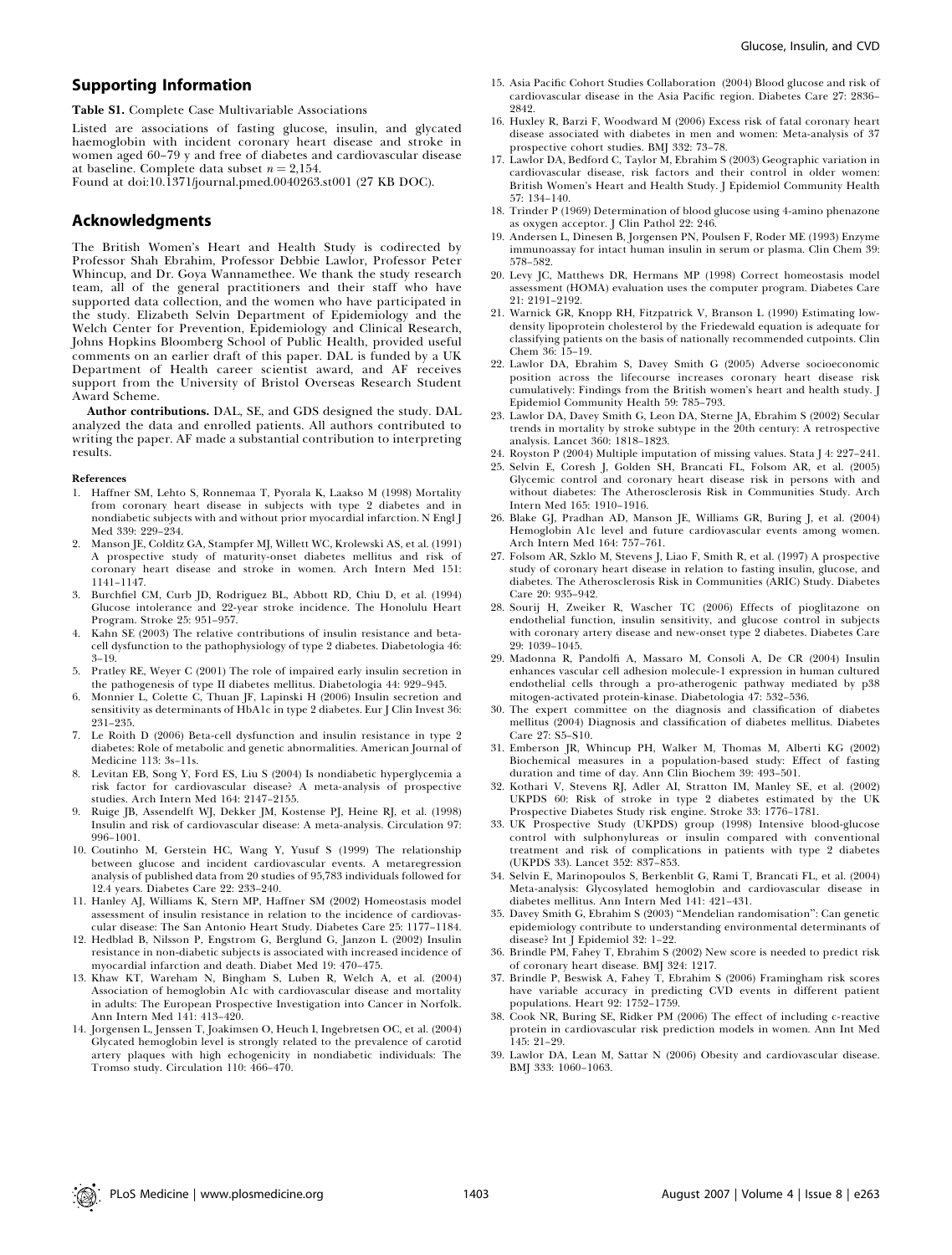## Supporting Information

**Table S1.** Complete Case Multivariable Associations

Listed are associations of fasting glucose, insulin, and glycated haemoglobin with incident coronary heart disease and stroke in women aged 60–79 y and free of diabetes and cardiovascular disease at baseline. Complete data subset $n = 2,154$.

Found at doi:10.1371/journal.pmed.0040263.st001 (27 KB DOC).

## Acknowledgments

The British Women's Heart and Health Study is codirected by Professor Shah Ebrahim, Professor Debbie Lawlor, Professor Peter Whincup, and Dr. Goya Wannamethee. We thank the study research team, all of the general practitioners and their staff who have supported data collection, and the women who have participated in the study. Elizabeth Selvin Department of Epidemiology and the Welch Center for Prevention, Epidemiology and Clinical Research, Johns Hopkins Bloomberg School of Public Health, provided useful comments on an earlier draft of this paper. DAL is funded by a UK Department of Health career scientist award, and AF receives support from the University of Bristol Overseas Research Student Award Scheme.

**Author contributions.** DAL, SE, and GDS designed the study. DAL analyzed the data and enrolled patients. All authors contributed to writing the paper. AF made a substantial contribution to interpreting results.

**References**

1. Haffner SM, Lehto S, Ronnemaa T, Pyorala K, Laakso M (1998) Mortality from coronary heart disease in subjects with type 2 diabetes and in nondiabetic subjects with and without prior myocardial infarction. N Engl J Med 339: 229–234.
2. Manson JE, Colditz GA, Stampfer MJ, Willett WC, Krolewski AS, et al. (1991) A prospective study of maturity-onset diabetes mellitus and risk of coronary heart disease and stroke in women. Arch Intern Med 151: 1141–1147.
3. Burchfiel CM, Curb JD, Rodriguez BL, Abbott RD, Chiu D, et al. (1994) Glucose intolerance and 22-year stroke incidence. The Honolulu Heart Program. Stroke 25: 951–957.
4. Kahn SE (2003) The relative contributions of insulin resistance and beta-cell dysfunction to the pathophysiology of type 2 diabetes. Diabetologia 46: 3–19.
5. Pratley RE, Weyer C (2001) The role of impaired early insulin secretion in the pathogenesis of type II diabetes mellitus. Diabetologia 44: 929–945.
6. Monnier L, Colette C, Thuan JF, Lapinski H (2006) Insulin secretion and sensitivity as determinants of HbA1c in type 2 diabetes. Eur J Clin Invest 36: 231–235.
7. Le Roith D (2006) Beta-cell dysfunction and insulin resistance in type 2 diabetes: Role of metabolic and genetic abnormalities. American Journal of Medicine 113: 3s–11s.
8. Levitan EB, Song Y, Ford ES, Liu S (2004) Is nondiabetic hyperglycemia a risk factor for cardiovascular disease? A meta-analysis of prospective studies. Arch Intern Med 164: 2147–2155.
9. Ruige JB, Assendelft WJ, Dekker JM, Kostense PJ, Heine RJ, et al. (1998) Insulin and risk of cardiovascular disease: A meta-analysis. Circulation 97: 996–1001.
10. Coutinho M, Gerstein HC, Wang Y, Yusuf S (1999) The relationship between glucose and incident cardiovascular events. A metaregression analysis of published data from 20 studies of 95,783 individuals followed for 12.4 years. Diabetes Care 22: 233–240.
11. Hanley AJ, Williams K, Stern MP, Haffner SM (2002) Homeostasis model assessment of insulin resistance in relation to the incidence of cardiovascular disease: The San Antonio Heart Study. Diabetes Care 25: 1177–1184.
12. Hedblad B, Nilsson P, Engstrom G, Berglund G, Janzon L (2002) Insulin resistance in non-diabetic subjects is associated with increased incidence of myocardial infarction and death. Diabet Med 19: 470–475.
13. Khaw KT, Wareham N, Bingham S, Luben R, Welch A, et al. (2004) Association of hemoglobin A1c with cardiovascular disease and mortality in adults: The European Prospective Investigation into Cancer in Norfolk. Ann Intern Med 141: 413–420.
14. Jorgensen L, Jenssen T, Joakimsen O, Heuch I, Ingebretsen OC, et al. (2004) Glycated hemoglobin level is strongly related to the prevalence of carotid artery plaques with high echogenicity in nondiabetic individuals: The Tromso study. Circulation 110: 466–470.
15. Asia Pacific Cohort Studies Collaboration (2004) Blood glucose and risk of cardiovascular disease in the Asia Pacific region. Diabetes Care 27: 2836–2842.
16. Huxley R, Barzi F, Woodward M (2006) Excess risk of fatal coronary heart disease associated with diabetes in men and women: Meta-analysis of 37 prospective cohort studies. BMJ 332: 73–78.
17. Lawlor DA, Bedford C, Taylor M, Ebrahim S (2003) Geographic variation in cardiovascular disease, risk factors and their control in older women: British Women's Heart and Health Study. J Epidemiol Community Health 57: 134–140.
18. Trinder P (1969) Determination of blood glucose using 4-amino phenazone as oxygen acceptor. J Clin Pathol 22: 246.
19. Andersen L, Dinesen B, Jorgensen PN, Poulsen F, Roder ME (1993) Enzyme immunoassay for intact human insulin in serum or plasma. Clin Chem 39: 578–582.
20. Levy JC, Matthews DR, Hermans MP (1998) Correct homeostasis model assessment (HOMA) evaluation uses the computer program. Diabetes Care 21: 2191–2192.
21. Warnick GR, Knopp RH, Fitzpatrick V, Branson L (1990) Estimating low-density lipoprotein cholesterol by the Friedewald equation is adequate for classifying patients on the basis of nationally recommended cutpoints. Clin Chem 36: 15–19.
22. Lawlor DA, Ebrahim S, Davey Smith G (2005) Adverse socioeconomic position across the lifecourse increases coronary heart disease risk cumulatively: Findings from the British women's heart and health study. J Epidemiol Community Health 59: 785–793.
23. Lawlor DA, Davey Smith G, Leon DA, Sterne JA, Ebrahim S (2002) Secular trends in mortality by stroke subtype in the 20th century: A retrospective analysis. Lancet 360: 1818–1823.
24. Royston P (2004) Multiple imputation of missing values. Stata J 4: 227–241.
25. Selvin E, Coresh J, Golden SH, Brancati FL, Folsom AR, et al. (2005) Glycemic control and coronary heart disease risk in persons with and without diabetes: The Atherosclerosis Risk in Communities Study. Arch Intern Med 165: 1910–1916.
26. Blake GJ, Pradhan AD, Manson JE, Williams GR, Buring J, et al. (2004) Hemoglobin A1c level and future cardiovascular events among women. Arch Intern Med 164: 757–761.
27. Folsom AR, Szklo M, Stevens J, Liao F, Smith R, et al. (1997) A prospective study of coronary heart disease in relation to fasting insulin, glucose, and diabetes. The Atherosclerosis Risk in Communities (ARIC) Study. Diabetes Care 20: 935–942.
28. Sourij H, Zweiker R, Wascher TC (2006) Effects of pioglitazone on endothelial function, insulin sensitivity, and glucose control in subjects with coronary artery disease and new-onset type 2 diabetes. Diabetes Care 29: 1039–1045.
29. Madonna R, Pandolfi A, Massaro M, Consoli A, De CR (2004) Insulin enhances vascular cell adhesion molecule-1 expression in human cultured endothelial cells through a pro-atherogenic pathway mediated by p38 mitogen-activated protein-kinase. Diabetologia 47: 532–536.
30. The expert committee on the diagnosis and classification of diabetes mellitus (2004) Diagnosis and classification of diabetes mellitus. Diabetes Care 27: S5–S10.
31. Emberson JR, Whincup PH, Walker M, Thomas M, Alberti KG (2002) Biochemical measures in a population-based study: Effect of fasting duration and time of day. Ann Clin Biochem 39: 493–501.
32. Kothari V, Stevens RJ, Adler AI, Stratton IM, Manley SE, et al. (2002) UKPDS 60: Risk of stroke in type 2 diabetes estimated by the UK Prospective Diabetes Study risk engine. Stroke 33: 1776–1781.
33. UK Prospective Study (UKPDS) group (1998) Intensive blood-glucose control with sulphonylureas or insulin compared with conventional treatment and risk of complications in patients with type 2 diabetes (UKPDS 33). Lancet 352: 837–853.
34. Selvin E, Marinopoulos S, Berkenblit G, Rami T, Brancati FL, et al. (2004) Meta-analysis: Glycosylated hemoglobin and cardiovascular disease in diabetes mellitus. Ann Intern Med 141: 421–431.
35. Davey Smith G, Ebrahim S (2003) "Mendelian randomisation": Can genetic epidemiology contribute to understanding environmental determinants of disease? Int J Epidemiol 32: 1–22.
36. Brindle PM, Fahey T, Ebrahim S (2002) New score is needed to predict risk of coronary heart disease. BMJ 324: 1217.
37. Brindle P, Beswisk A, Fahey T, Ebrahim S (2006) Framingham risk scores have variable accuracy in predicting CVD events in different patient populations. Heart 92: 1752–1759.
38. Cook NR, Buring SE, Ridker PM (2006) The effect of including c-reactive protein in cardiovascular risk prediction models in women. Ann Int Med 145: 21–29.
39. Lawlor DA, Lean M, Sattar N (2006) Obesity and cardiovascular disease. BMJ 333: 1060–1063.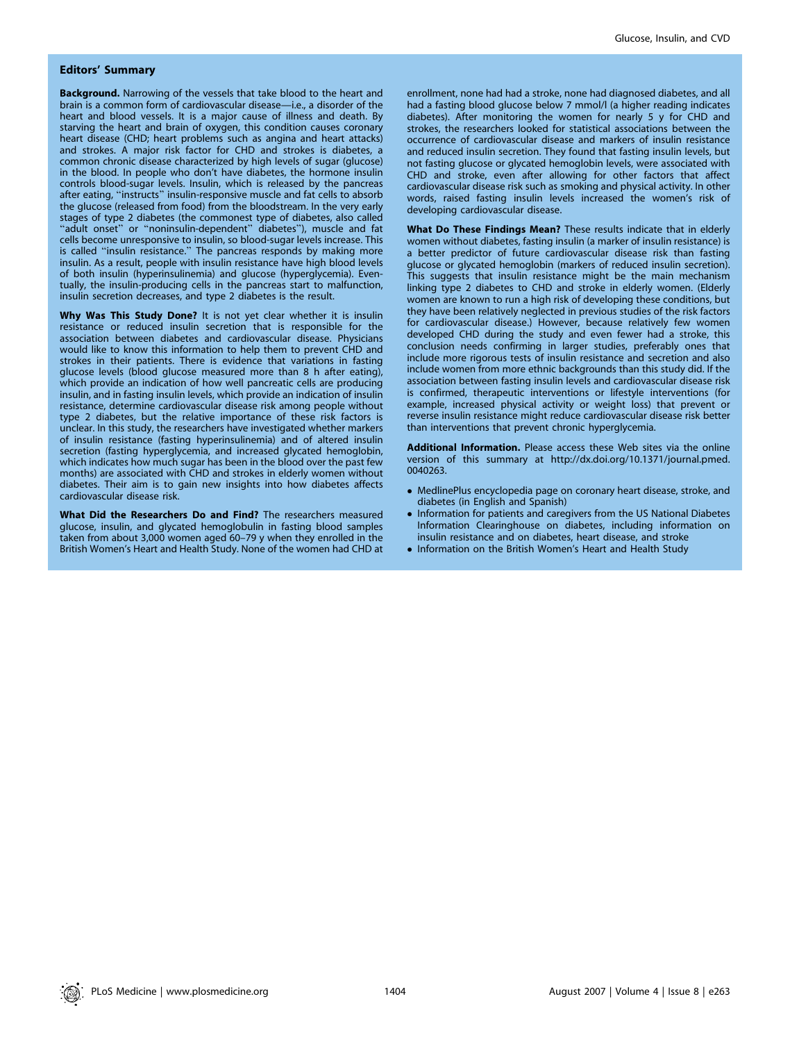## Editors' Summary

**Background.** Narrowing of the vessels that take blood to the heart and brain is a common form of cardiovascular disease—i.e., a disorder of the heart and blood vessels. It is a major cause of illness and death. By starving the heart and brain of oxygen, this condition causes coronary heart disease (CHD; heart problems such as angina and heart attacks) and strokes. A major risk factor for CHD and strokes is diabetes, a common chronic disease characterized by high levels of sugar (glucose) in the blood. In people who don't have diabetes, the hormone insulin controls blood-sugar levels. Insulin, which is released by the pancreas after eating, "instructs" insulin-responsive muscle and fat cells to absorb the glucose (released from food) from the bloodstream. In the very early stages of type 2 diabetes (the commonest type of diabetes, also called "adult onset" or "noninsulin-dependent" diabetes"), muscle and fat cells become unresponsive to insulin, so blood-sugar levels increase. This is called "insulin resistance." The pancreas responds by making more insulin. As a result, people with insulin resistance have high blood levels of both insulin (hyperinsulinemia) and glucose (hyperglycemia). Eventually, the insulin-producing cells in the pancreas start to malfunction, insulin secretion decreases, and type 2 diabetes is the result.

**Why Was This Study Done?** It is not yet clear whether it is insulin resistance or reduced insulin secretion that is responsible for the association between diabetes and cardiovascular disease. Physicians would like to know this information to help them to prevent CHD and strokes in their patients. There is evidence that variations in fasting glucose levels (blood glucose measured more than 8 h after eating), which provide an indication of how well pancreatic cells are producing insulin, and in fasting insulin levels, which provide an indication of insulin resistance, determine cardiovascular disease risk among people without type 2 diabetes, but the relative importance of these risk factors is unclear. In this study, the researchers have investigated whether markers of insulin resistance (fasting hyperinsulinemia) and of altered insulin secretion (fasting hyperglycemia, and increased glycated hemoglobin, which indicates how much sugar has been in the blood over the past few months) are associated with CHD and strokes in elderly women without diabetes. Their aim is to gain new insights into how diabetes affects cardiovascular disease risk.

**What Did the Researchers Do and Find?** The researchers measured glucose, insulin, and glycated hemoglobulin in fasting blood samples taken from about 3,000 women aged 60–79 y when they enrolled in the British Women's Heart and Health Study. None of the women had CHD at enrollment, none had had a stroke, none had diagnosed diabetes, and all had a fasting blood glucose below 7 mmol/l (a higher reading indicates diabetes). After monitoring the women for nearly 5 y for CHD and strokes, the researchers looked for statistical associations between the occurrence of cardiovascular disease and markers of insulin resistance and reduced insulin secretion. They found that fasting insulin levels, but not fasting glucose or glycated hemoglobin levels, were associated with CHD and stroke, even after allowing for other factors that affect cardiovascular disease risk such as smoking and physical activity. In other words, raised fasting insulin levels increased the women's risk of developing cardiovascular disease.

**What Do These Findings Mean?** These results indicate that in elderly women without diabetes, fasting insulin (a marker of insulin resistance) is a better predictor of future cardiovascular disease risk than fasting glucose or glycated hemoglobin (markers of reduced insulin secretion). This suggests that insulin resistance might be the main mechanism linking type 2 diabetes to CHD and stroke in elderly women. (Elderly women are known to run a high risk of developing these conditions, but they have been relatively neglected in previous studies of the risk factors for cardiovascular disease.) However, because relatively few women developed CHD during the study and even fewer had a stroke, this conclusion needs confirming in larger studies, preferably ones that include more rigorous tests of insulin resistance and secretion and also include women from more ethnic backgrounds than this study did. If the association between fasting insulin levels and cardiovascular disease risk is confirmed, therapeutic interventions or lifestyle interventions (for example, increased physical activity or weight loss) that prevent or reverse insulin resistance might reduce cardiovascular disease risk better than interventions that prevent chronic hyperglycemia.

**Additional Information.** Please access these Web sites via the online version of this summary at http://dx.doi.org/10.1371/journal.pmed.0040263.

- MedlinePlus encyclopedia page on coronary heart disease, stroke, and diabetes (in English and Spanish)
- Information for patients and caregivers from the US National Diabetes Information Clearinghouse on diabetes, including information on insulin resistance and on diabetes, heart disease, and stroke
- Information on the British Women's Heart and Health Study